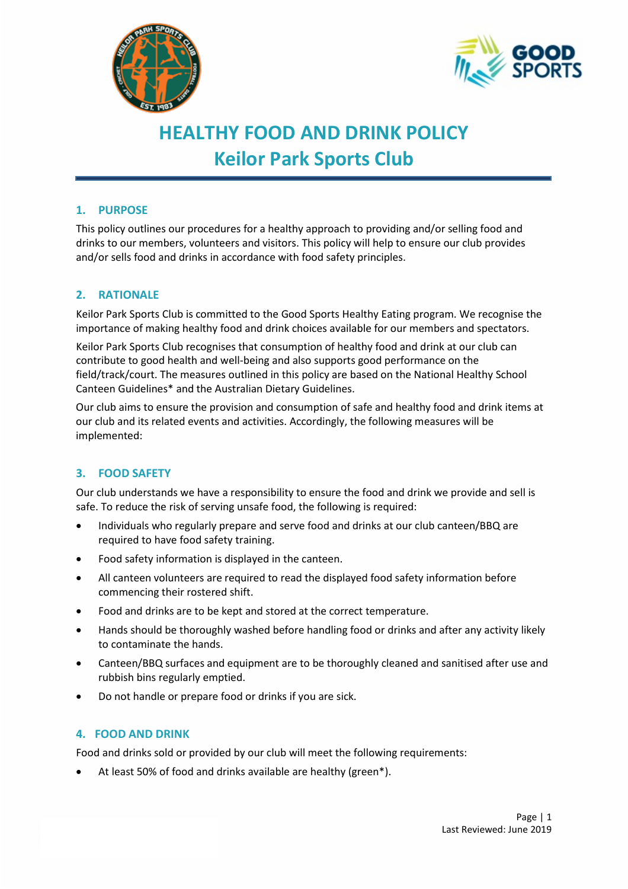# HEALTHY FOOD AND DRINK POLICY
# Keilor Park Sports Club

## 1. PURPOSE

This policy outlines our procedures for a healthy approach to providing and/or selling food and drinks to our members, volunteers and visitors. This policy will help to ensure our club provides and/or sells food and drinks in accordance with food safety principles.

## 2. RATIONALE

Keilor Park Sports Club is committed to the Good Sports Healthy Eating program. We recognise the importance of making healthy food and drink choices available for our members and spectators.

Keilor Park Sports Club recognises that consumption of healthy food and drink at our club can contribute to good health and well-being and also supports good performance on the field/track/court. The measures outlined in this policy are based on the National Healthy School Canteen Guidelines* and the Australian Dietary Guidelines.

Our club aims to ensure the provision and consumption of safe and healthy food and drink items at our club and its related events and activities. Accordingly, the following measures will be implemented:

## 3. FOOD SAFETY

Our club understands we have a responsibility to ensure the food and drink we provide and sell is safe. To reduce the risk of serving unsafe food, the following is required:

- Individuals who regularly prepare and serve food and drinks at our club canteen/BBQ are required to have food safety training.
- Food safety information is displayed in the canteen.
- All canteen volunteers are required to read the displayed food safety information before commencing their rostered shift.
- Food and drinks are to be kept and stored at the correct temperature.
- Hands should be thoroughly washed before handling food or drinks and after any activity likely to contaminate the hands.
- Canteen/BBQ surfaces and equipment are to be thoroughly cleaned and sanitised after use and rubbish bins regularly emptied.
- Do not handle or prepare food or drinks if you are sick.

## 4. FOOD AND DRINK

Food and drinks sold or provided by our club will meet the following requirements:

- At least 50% of food and drinks available are healthy (green*).

Last Reviewed: June 2019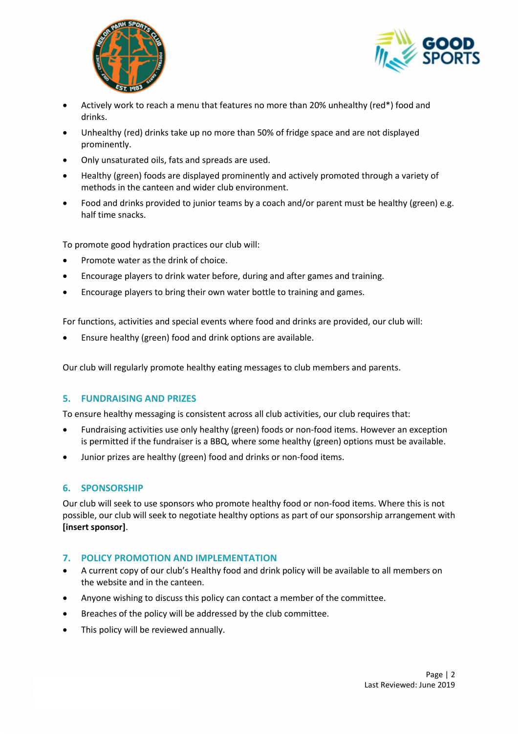- Actively work to reach a menu that features no more than 20% unhealthy (red*) food and drinks.
- Unhealthy (red) drinks take up no more than 50% of fridge space and are not displayed prominently.
- Only unsaturated oils, fats and spreads are used.
- Healthy (green) foods are displayed prominently and actively promoted through a variety of methods in the canteen and wider club environment.
- Food and drinks provided to junior teams by a coach and/or parent must be healthy (green) e.g. half time snacks.

To promote good hydration practices our club will:

- Promote water as the drink of choice.
- Encourage players to drink water before, during and after games and training.
- Encourage players to bring their own water bottle to training and games.

For functions, activities and special events where food and drinks are provided, our club will:

- Ensure healthy (green) food and drink options are available.

Our club will regularly promote healthy eating messages to club members and parents.

## 5. FUNDRAISING AND PRIZES

To ensure healthy messaging is consistent across all club activities, our club requires that:

- Fundraising activities use only healthy (green) foods or non-food items. However an exception is permitted if the fundraiser is a BBQ, where some healthy (green) options must be available.
- Junior prizes are healthy (green) food and drinks or non-food items.

## 6. SPONSORSHIP

Our club will seek to use sponsors who promote healthy food or non-food items. Where this is not possible, our club will seek to negotiate healthy options as part of our sponsorship arrangement with **[insert sponsor]**.

## 7. POLICY PROMOTION AND IMPLEMENTATION

- A current copy of our club's Healthy food and drink policy will be available to all members on the website and in the canteen.
- Anyone wishing to discuss this policy can contact a member of the committee.
- Breaches of the policy will be addressed by the club committee.
- This policy will be reviewed annually.

Last Reviewed: June 2019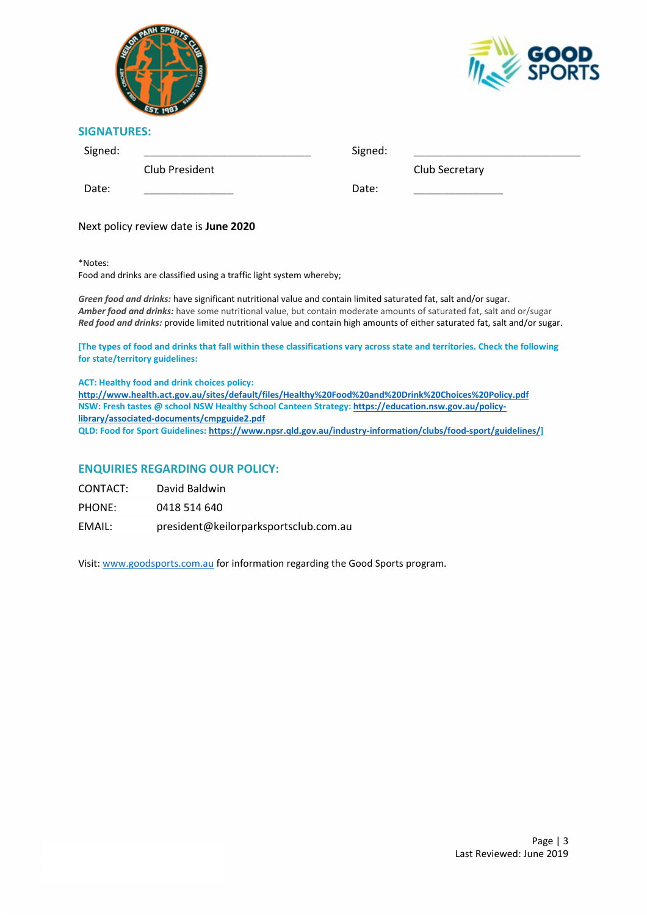## SIGNATURES:

| | | | |
|---|---|---|---|
| Signed: | ______________________________ | Signed: | ______________________________ |
| | Club President | | Club Secretary |
| Date: | ________________ | Date: | ________________ |

Next policy review date is **June 2020**

*Notes:
Food and drinks are classified using a traffic light system whereby;

***Green food and drinks:*** have significant nutritional value and contain limited saturated fat, salt and/or sugar.
***Amber food and drinks:*** have some nutritional value, but contain moderate amounts of saturated fat, salt and or/sugar
***Red food and drinks:*** provide limited nutritional value and contain high amounts of either saturated fat, salt and/or sugar.

**[The types of food and drinks that fall within these classifications vary across state and territories. Check the following for state/territory guidelines:**

**ACT: Healthy food and drink choices policy:**
**http://www.health.act.gov.au/sites/default/files/Healthy%20Food%20and%20Drink%20Choices%20Policy.pdf**
**NSW: Fresh tastes @ school NSW Healthy School Canteen Strategy: https://education.nsw.gov.au/policy-library/associated-documents/cmpguide2.pdf**
**QLD: Food for Sport Guidelines: https://www.npsr.qld.gov.au/industry-information/clubs/food-sport/guidelines/]**

## ENQUIRIES REGARDING OUR POLICY:

| | |
|---|---|
| CONTACT: | David Baldwin |
| PHONE: | 0418 514 640 |
| EMAIL: | president@keilorparksportsclub.com.au |

Visit: www.goodsports.com.au for information regarding the Good Sports program.

Last Reviewed: June 2019